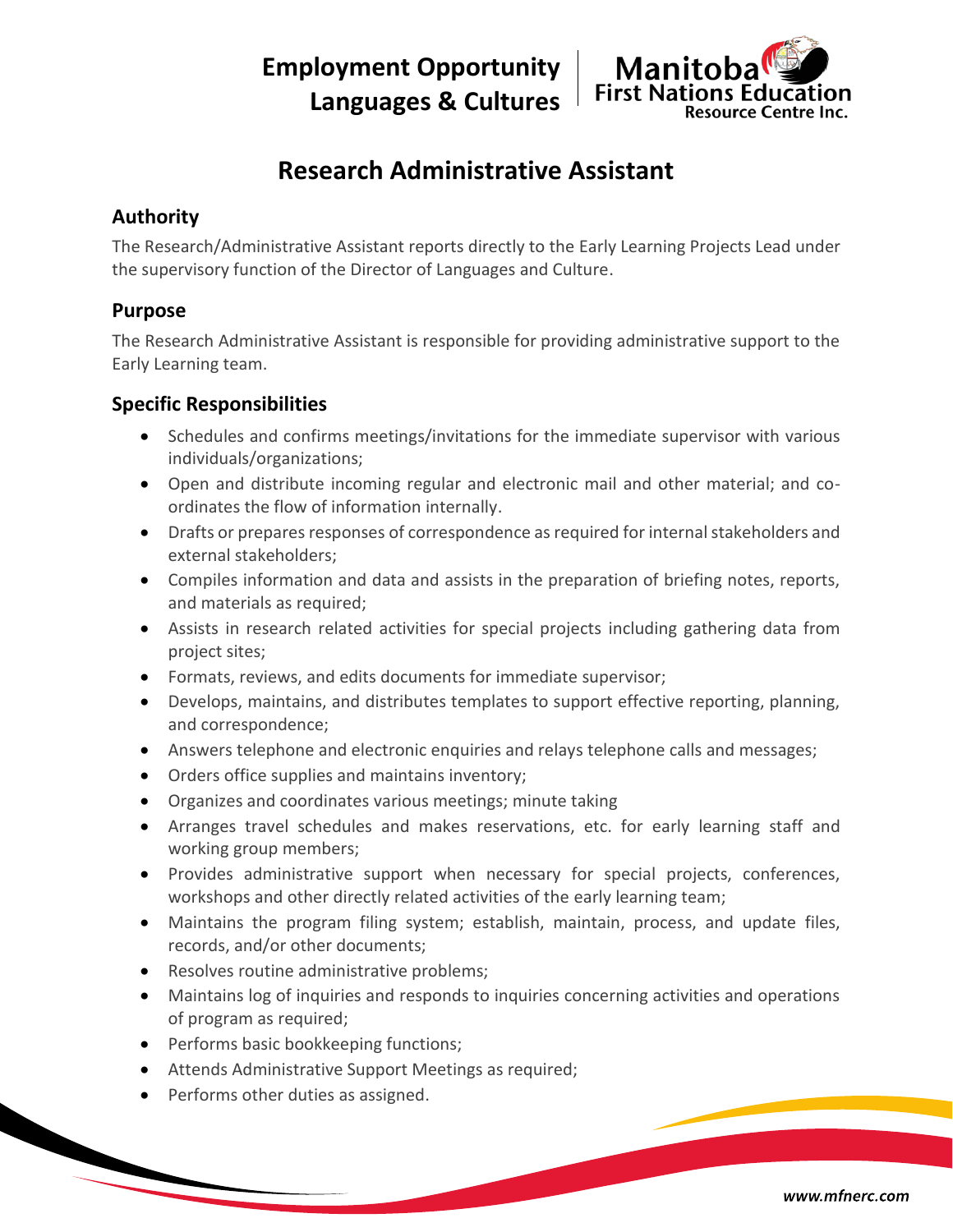**Employment Opportunity**
**Languages & Cultures**

Manitoba First Nations Education Resource Centre Inc.

# Research Administrative Assistant

## Authority

The Research/Administrative Assistant reports directly to the Early Learning Projects Lead under the supervisory function of the Director of Languages and Culture.

## Purpose

The Research Administrative Assistant is responsible for providing administrative support to the Early Learning team.

## Specific Responsibilities

- Schedules and confirms meetings/invitations for the immediate supervisor with various individuals/organizations;
- Open and distribute incoming regular and electronic mail and other material; and co-ordinates the flow of information internally.
- Drafts or prepares responses of correspondence as required for internal stakeholders and external stakeholders;
- Compiles information and data and assists in the preparation of briefing notes, reports, and materials as required;
- Assists in research related activities for special projects including gathering data from project sites;
- Formats, reviews, and edits documents for immediate supervisor;
- Develops, maintains, and distributes templates to support effective reporting, planning, and correspondence;
- Answers telephone and electronic enquiries and relays telephone calls and messages;
- Orders office supplies and maintains inventory;
- Organizes and coordinates various meetings; minute taking
- Arranges travel schedules and makes reservations, etc. for early learning staff and working group members;
- Provides administrative support when necessary for special projects, conferences, workshops and other directly related activities of the early learning team;
- Maintains the program filing system; establish, maintain, process, and update files, records, and/or other documents;
- Resolves routine administrative problems;
- Maintains log of inquiries and responds to inquiries concerning activities and operations of program as required;
- Performs basic bookkeeping functions;
- Attends Administrative Support Meetings as required;
- Performs other duties as assigned.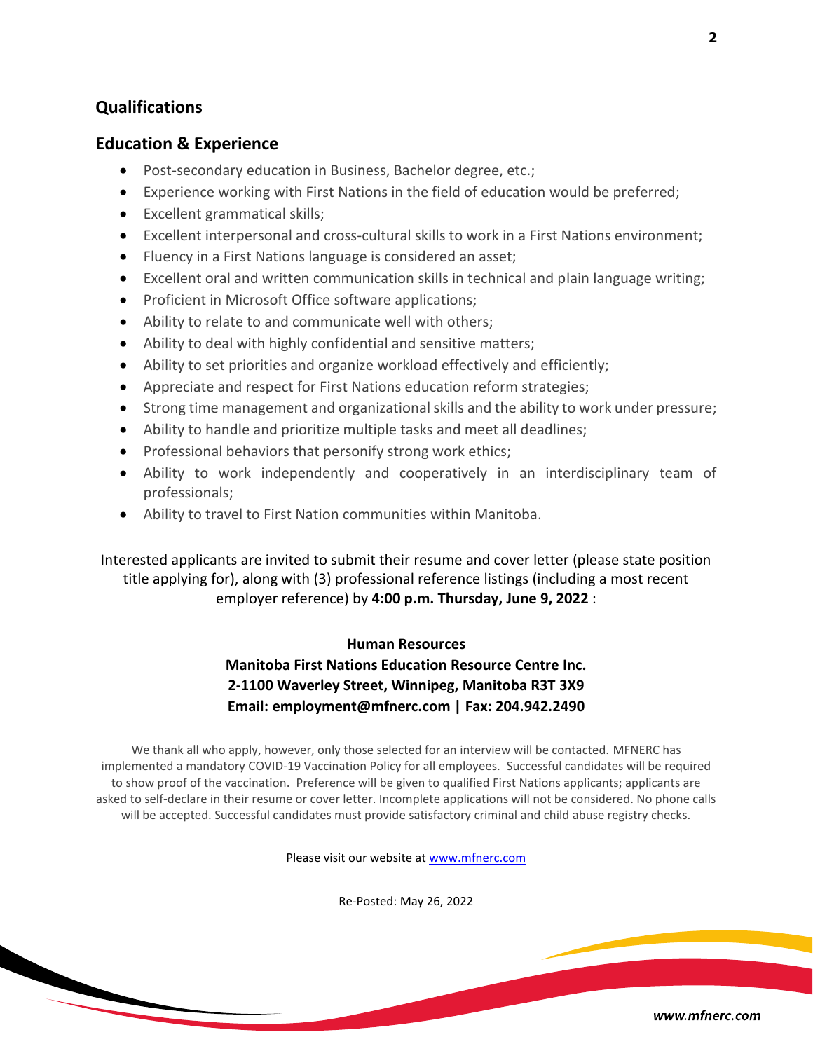## Qualifications

### Education & Experience

- Post-secondary education in Business, Bachelor degree, etc.;
- Experience working with First Nations in the field of education would be preferred;
- Excellent grammatical skills;
- Excellent interpersonal and cross-cultural skills to work in a First Nations environment;
- Fluency in a First Nations language is considered an asset;
- Excellent oral and written communication skills in technical and plain language writing;
- Proficient in Microsoft Office software applications;
- Ability to relate to and communicate well with others;
- Ability to deal with highly confidential and sensitive matters;
- Ability to set priorities and organize workload effectively and efficiently;
- Appreciate and respect for First Nations education reform strategies;
- Strong time management and organizational skills and the ability to work under pressure;
- Ability to handle and prioritize multiple tasks and meet all deadlines;
- Professional behaviors that personify strong work ethics;
- Ability to work independently and cooperatively in an interdisciplinary team of professionals;
- Ability to travel to First Nation communities within Manitoba.

Interested applicants are invited to submit their resume and cover letter (please state position title applying for), along with (3) professional reference listings (including a most recent employer reference) by **4:00 p.m. Thursday, June 9, 2022** :

**Human Resources**
**Manitoba First Nations Education Resource Centre Inc.**
**2-1100 Waverley Street, Winnipeg, Manitoba R3T 3X9**
**Email: employment@mfnerc.com | Fax: 204.942.2490**

We thank all who apply, however, only those selected for an interview will be contacted. MFNERC has implemented a mandatory COVID-19 Vaccination Policy for all employees. Successful candidates will be required to show proof of the vaccination. Preference will be given to qualified First Nations applicants; applicants are asked to self-declare in their resume or cover letter. Incomplete applications will not be considered. No phone calls will be accepted. Successful candidates must provide satisfactory criminal and child abuse registry checks.

Please visit our website at www.mfnerc.com

Re-Posted: May 26, 2022